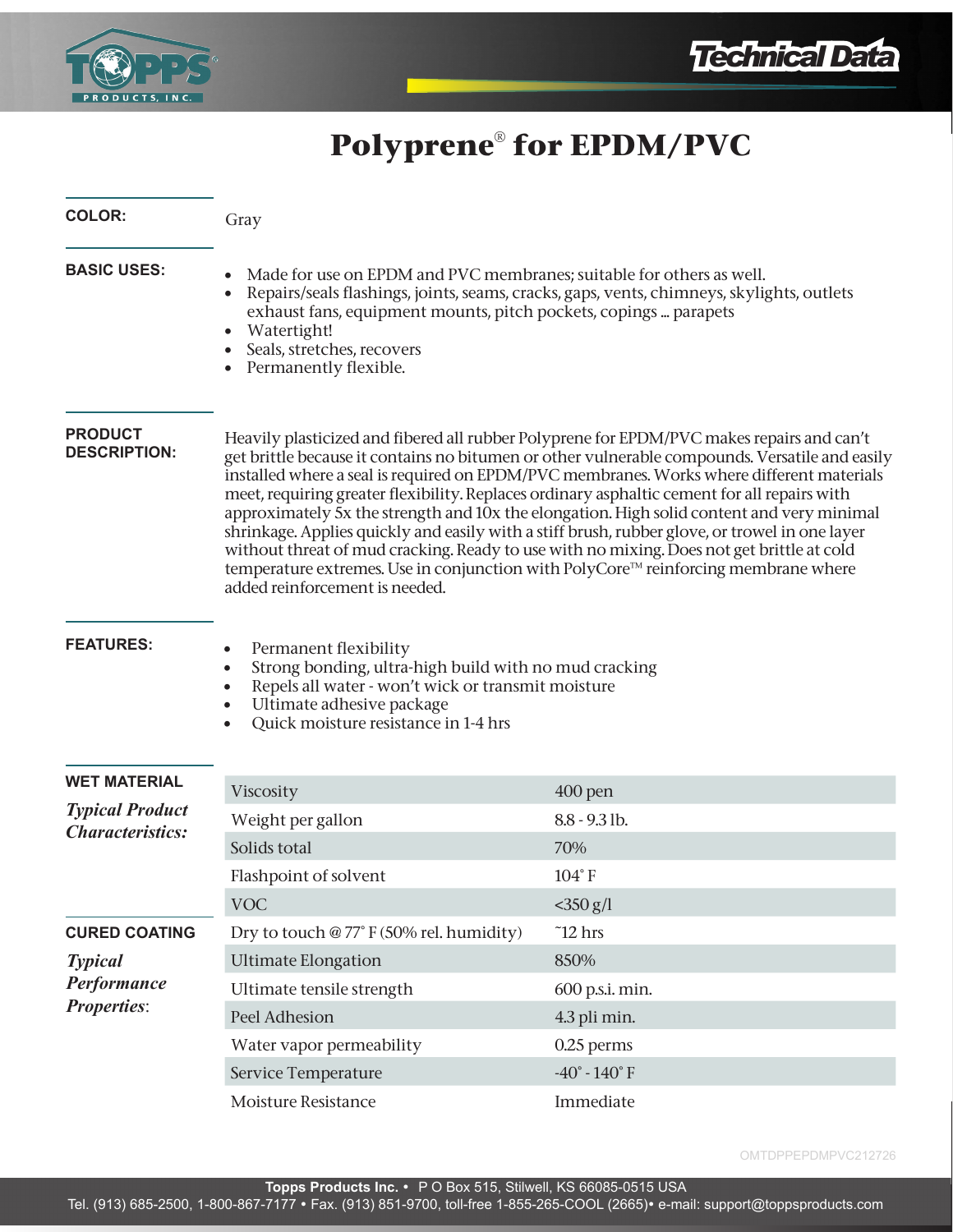# Polyprene® for EPDM/PVC

**COLOR:**

Gray

**BASIC USES:**

- Made for use on EPDM and PVC membranes; suitable for others as well.
- Repairs/seals flashings, joints, seams, cracks, gaps, vents, chimneys, skylights, outlets exhaust fans, equipment mounts, pitch pockets, copings ... parapets
- Watertight!
- Seals, stretches, recovers
- Permanently flexible.

**PRODUCT DESCRIPTION:**

Heavily plasticized and fibered all rubber Polyprene for EPDM/PVC makes repairs and can't get brittle because it contains no bitumen or other vulnerable compounds. Versatile and easily installed where a seal is required on EPDM/PVC membranes. Works where different materials meet, requiring greater flexibility. Replaces ordinary asphaltic cement for all repairs with approximately 5x the strength and 10x the elongation. High solid content and very minimal shrinkage. Applies quickly and easily with a stiff brush, rubber glove, or trowel in one layer without threat of mud cracking. Ready to use with no mixing. Does not get brittle at cold temperature extremes. Use in conjunction with PolyCore™ reinforcing membrane where added reinforcement is needed.

**FEATURES:**

- Permanent flexibility
- Strong bonding, ultra-high build with no mud cracking
- Repels all water - won't wick or transmit moisture
- Ultimate adhesive package
- Quick moisture resistance in 1-4 hrs

**WET MATERIAL**

***Typical Product Characteristics:***

| Property | Value |
|---|---|
| Viscosity | 400 pen |
| Weight per gallon | 8.8 - 9.3 lb. |
| Solids total | 70% |
| Flashpoint of solvent | 104˚ F |
| VOC | <350 g/l |

**CURED COATING**

***Typical Performance Properties:***

| Property | Value |
|---|---|
| Dry to touch @ 77˚ F (50% rel. humidity) | ˜12 hrs |
| Ultimate Elongation | 850% |
| Ultimate tensile strength | 600 p.s.i. min. |
| Peel Adhesion | 4.3 pli min. |
| Water vapor permeability | 0.25 perms |
| Service Temperature | -40˚ - 140˚ F |
| Moisture Resistance | Immediate |

OMTDPPEPDMPVC212726

**Topps Products Inc.** • P O Box 515, Stilwell, KS 66085-0515 USA
Tel. (913) 685-2500, 1-800-867-7177 • Fax. (913) 851-9700, toll-free 1-855-265-COOL (2665)• e-mail: support@toppsproducts.com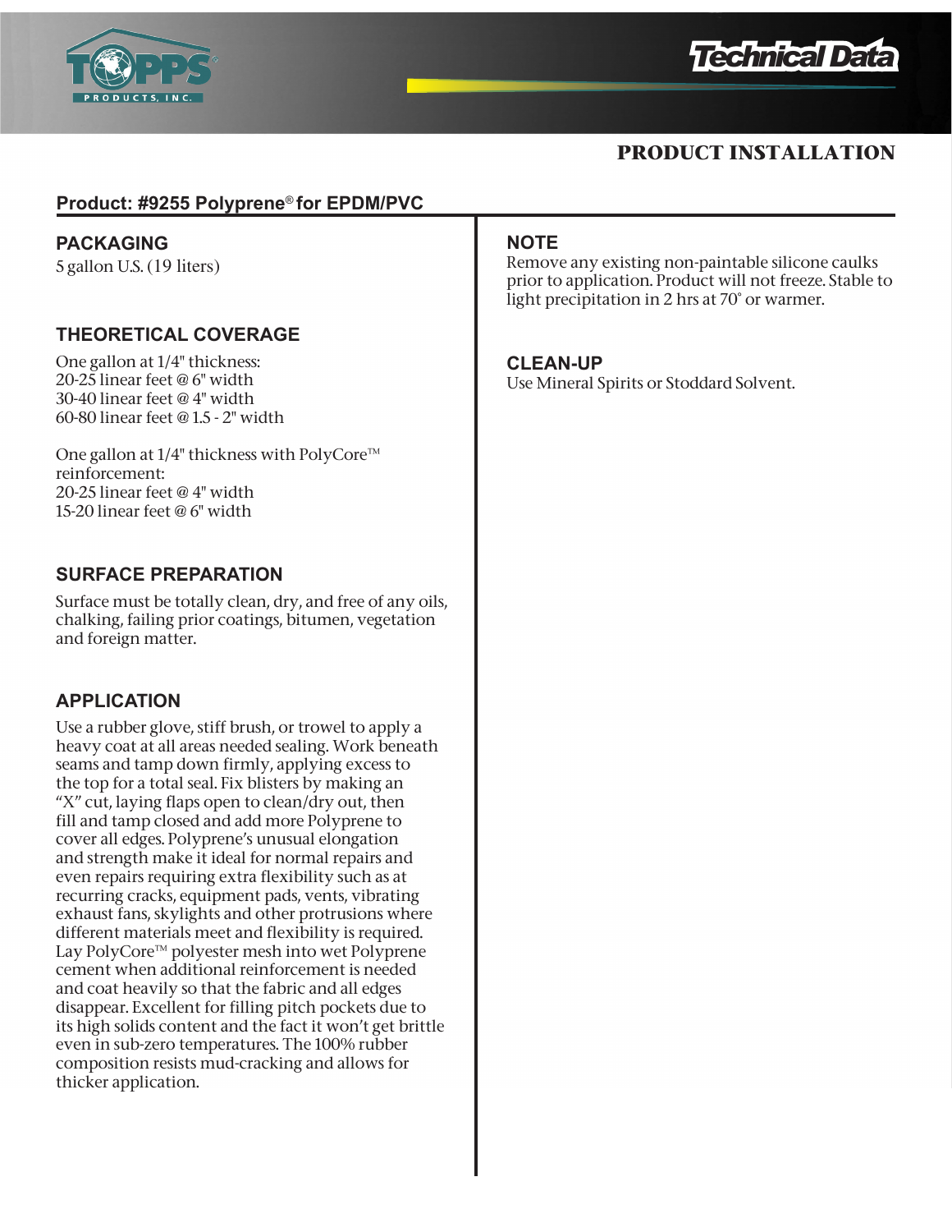# PRODUCT INSTALLATION

## Product: #9255 Polyprene® for EPDM/PVC

### PACKAGING

5 gallon U.S. (19 liters)

### THEORETICAL COVERAGE

One gallon at 1/4" thickness:
20-25 linear feet @ 6" width
30-40 linear feet @ 4" width
60-80 linear feet @ 1.5 - 2" width

One gallon at 1/4" thickness with PolyCore™ reinforcement:
20-25 linear feet @ 4" width
15-20 linear feet @ 6" width

### SURFACE PREPARATION

Surface must be totally clean, dry, and free of any oils, chalking, failing prior coatings, bitumen, vegetation and foreign matter.

### APPLICATION

Use a rubber glove, stiff brush, or trowel to apply a heavy coat at all areas needed sealing. Work beneath seams and tamp down firmly, applying excess to the top for a total seal. Fix blisters by making an "X" cut, laying flaps open to clean/dry out, then fill and tamp closed and add more Polyprene to cover all edges. Polyprene's unusual elongation and strength make it ideal for normal repairs and even repairs requiring extra flexibility such as at recurring cracks, equipment pads, vents, vibrating exhaust fans, skylights and other protrusions where different materials meet and flexibility is required. Lay PolyCore™ polyester mesh into wet Polyprene cement when additional reinforcement is needed and coat heavily so that the fabric and all edges disappear. Excellent for filling pitch pockets due to its high solids content and the fact it won't get brittle even in sub-zero temperatures. The 100% rubber composition resists mud-cracking and allows for thicker application.

### NOTE

Remove any existing non-paintable silicone caulks prior to application. Product will not freeze. Stable to light precipitation in 2 hrs at 70˚ or warmer.

### CLEAN-UP

Use Mineral Spirits or Stoddard Solvent.